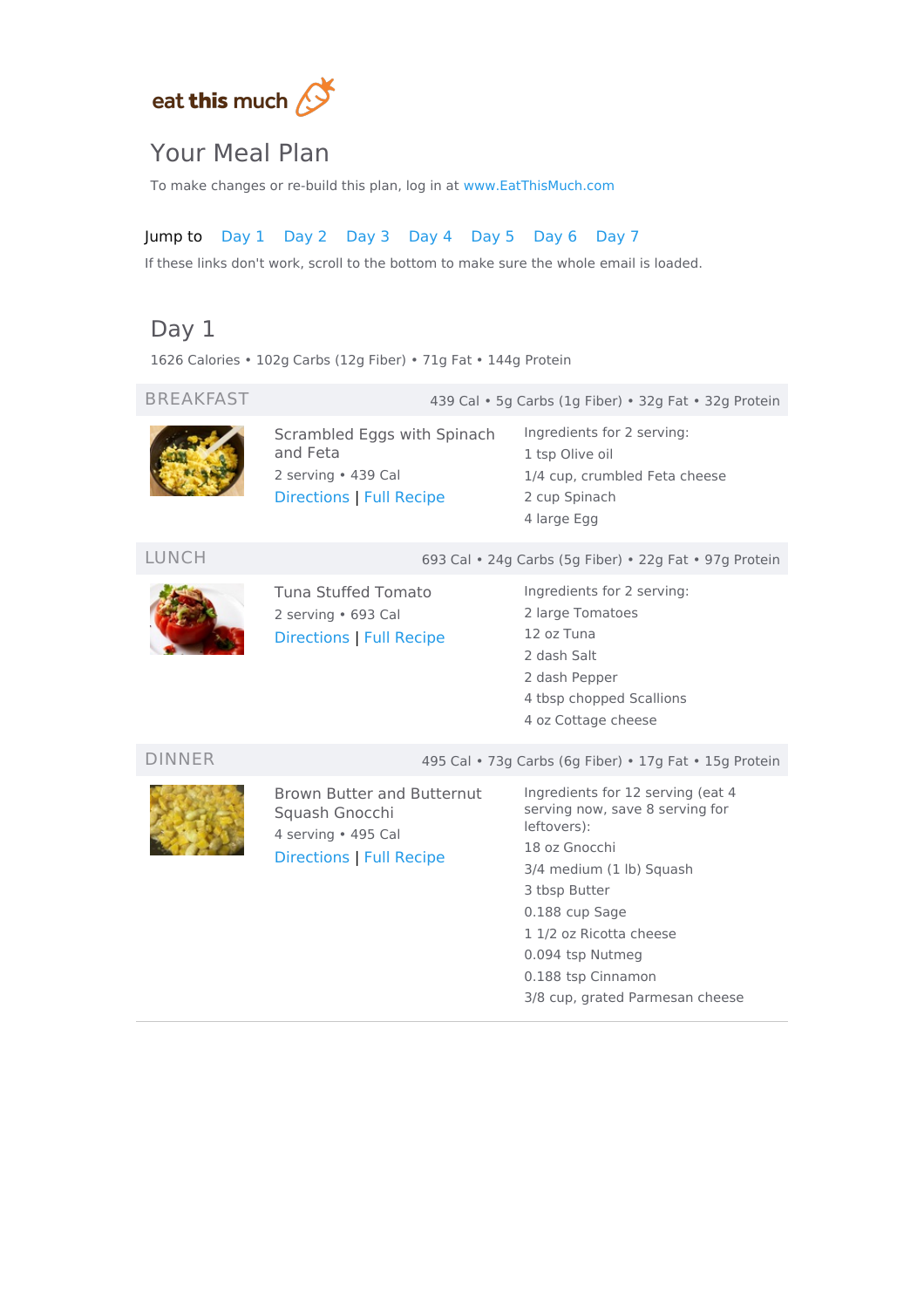eat this much

# Your Meal Plan

To make changes or re-build this plan, log in at www.EatThisMuch.com

Jump to Day 1 Day 2 Day 3 Day 4 Day 5 Day 6 Day 7

If these links don't work, scroll to the bottom to make sure the whole email is loaded.

## Day 1

1626 Calories • 102g Carbs (12g Fiber) • 71g Fat • 144g Protein

### BREAKFAST

439 Cal • 5g Carbs (1g Fiber) • 32g Fat • 32g Protein

**Scrambled Eggs with Spinach and Feta**

2 serving • 439 Cal

Directions | Full Recipe

Ingredients for 2 serving:

- 1 tsp Olive oil
- 1/4 cup, crumbled Feta cheese
- 2 cup Spinach
- 4 large Egg

### LUNCH

693 Cal • 24g Carbs (5g Fiber) • 22g Fat • 97g Protein

**Tuna Stuffed Tomato**

2 serving • 693 Cal

Directions | Full Recipe

Ingredients for 2 serving:

- 2 large Tomatoes
- 12 oz Tuna
- 2 dash Salt
- 2 dash Pepper
- 4 tbsp chopped Scallions
- 4 oz Cottage cheese

### DINNER

495 Cal • 73g Carbs (6g Fiber) • 17g Fat • 15g Protein

**Brown Butter and Butternut Squash Gnocchi**

4 serving • 495 Cal

Directions | Full Recipe

Ingredients for 12 serving (eat 4 serving now, save 8 serving for leftovers):

- 18 oz Gnocchi
- 3/4 medium (1 lb) Squash
- 3 tbsp Butter
- 0.188 cup Sage
- 1 1/2 oz Ricotta cheese
- 0.094 tsp Nutmeg
- 0.188 tsp Cinnamon
- 3/8 cup, grated Parmesan cheese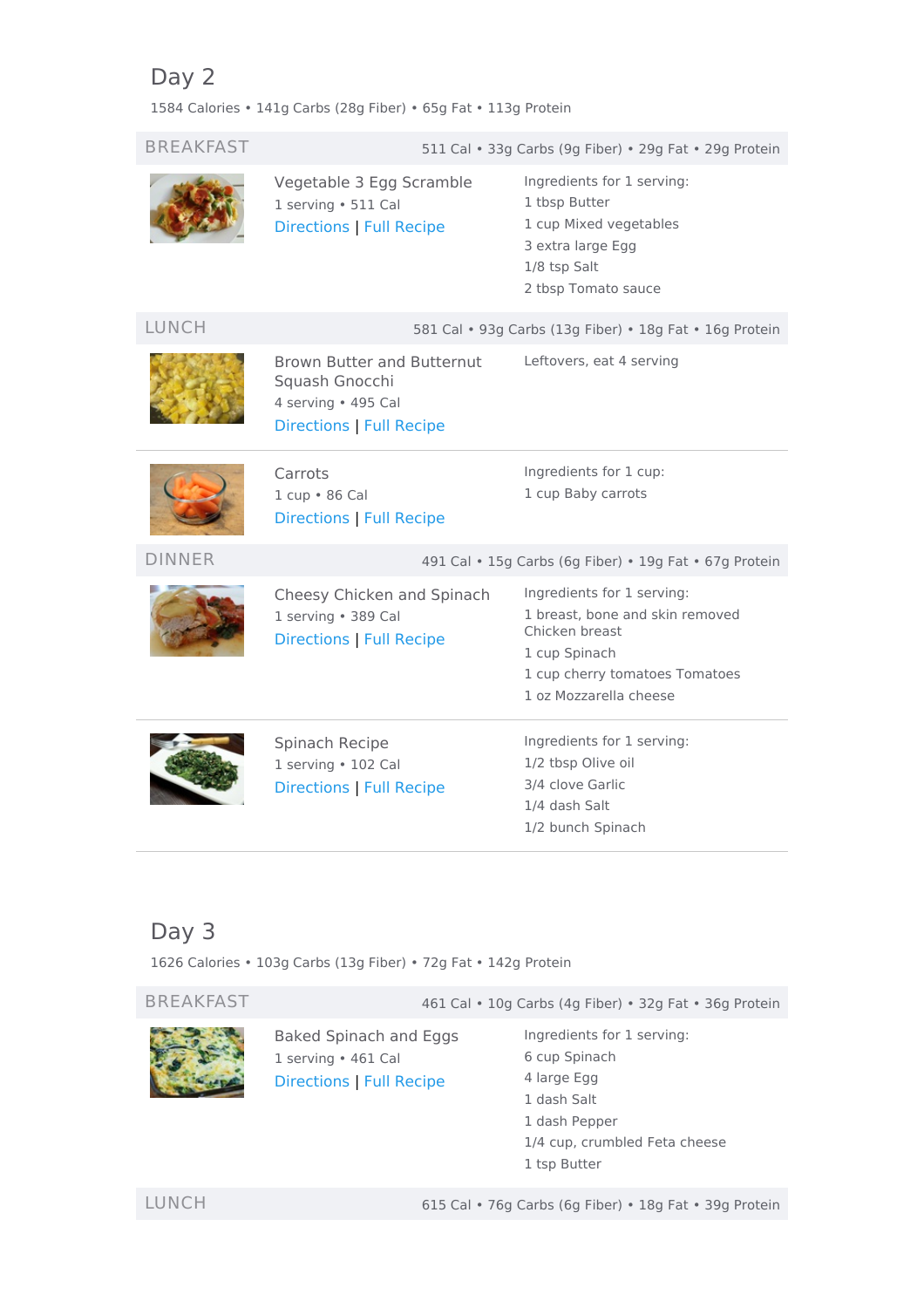# Day 2

1584 Calories • 141g Carbs (28g Fiber) • 65g Fat • 113g Protein

## BREAKFAST

511 Cal • 33g Carbs (9g Fiber) • 29g Fat • 29g Protein

### Vegetable 3 Egg Scramble

1 serving • 511 Cal

Directions | Full Recipe

Ingredients for 1 serving:

- 1 tbsp Butter
- 1 cup Mixed vegetables
- 3 extra large Egg
- 1/8 tsp Salt
- 2 tbsp Tomato sauce

## LUNCH

581 Cal • 93g Carbs (13g Fiber) • 18g Fat • 16g Protein

### Brown Butter and Butternut Squash Gnocchi

4 serving • 495 Cal

Directions | Full Recipe

Leftovers, eat 4 serving

### Carrots

1 cup • 86 Cal

Directions | Full Recipe

Ingredients for 1 cup:

- 1 cup Baby carrots

## DINNER

491 Cal • 15g Carbs (6g Fiber) • 19g Fat • 67g Protein

### Cheesy Chicken and Spinach

1 serving • 389 Cal

Directions | Full Recipe

Ingredients for 1 serving:

- 1 breast, bone and skin removed Chicken breast
- 1 cup Spinach
- 1 cup cherry tomatoes Tomatoes
- 1 oz Mozzarella cheese

### Spinach Recipe

1 serving • 102 Cal

Directions | Full Recipe

Ingredients for 1 serving:

- 1/2 tbsp Olive oil
- 3/4 clove Garlic
- 1/4 dash Salt
- 1/2 bunch Spinach

# Day 3

1626 Calories • 103g Carbs (13g Fiber) • 72g Fat • 142g Protein

## BREAKFAST

461 Cal • 10g Carbs (4g Fiber) • 32g Fat • 36g Protein

### Baked Spinach and Eggs

1 serving • 461 Cal

Directions | Full Recipe

Ingredients for 1 serving:

- 6 cup Spinach
- 4 large Egg
- 1 dash Salt
- 1 dash Pepper
- 1/4 cup, crumbled Feta cheese
- 1 tsp Butter

## LUNCH

615 Cal • 76g Carbs (6g Fiber) • 18g Fat • 39g Protein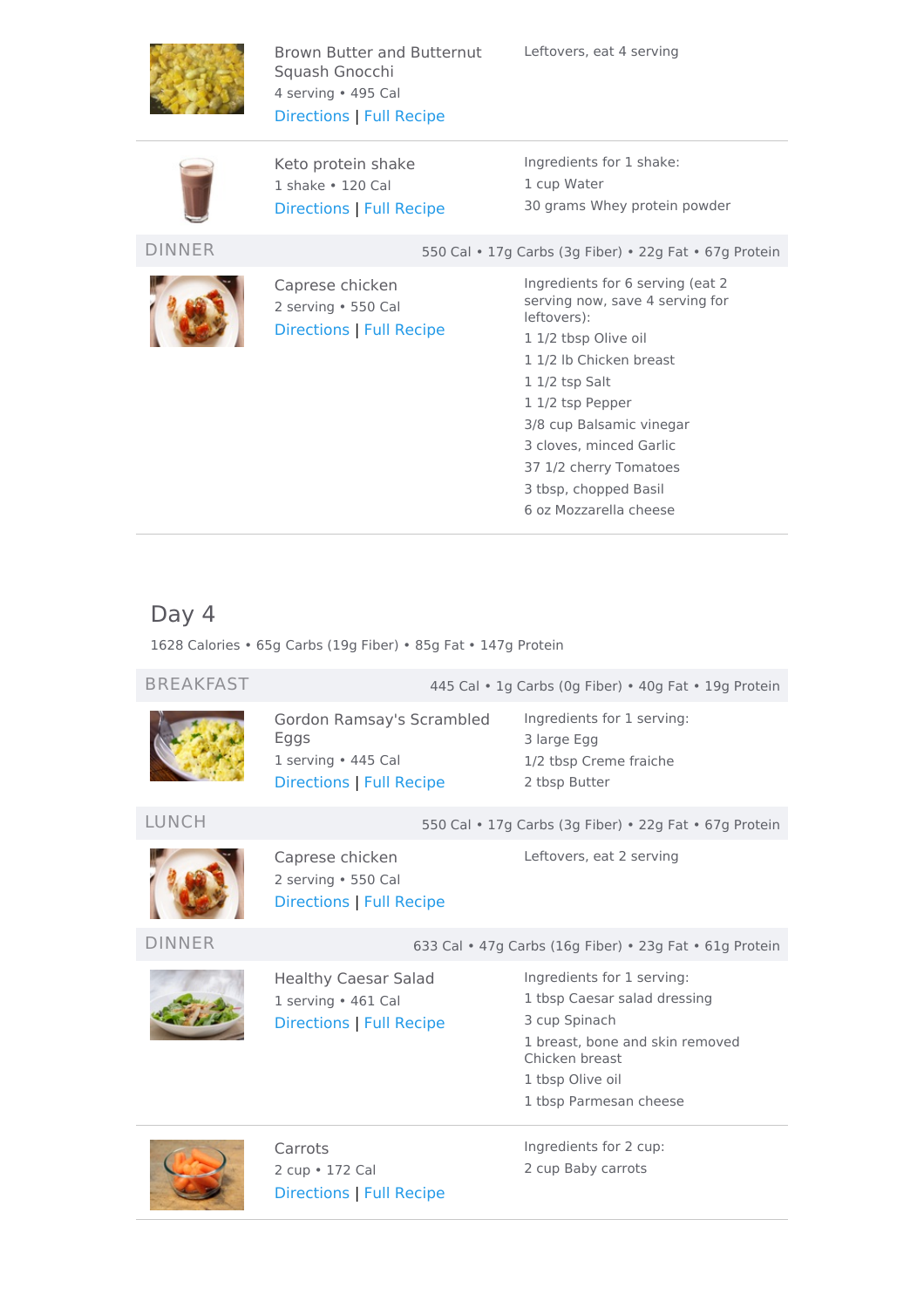**Brown Butter and Butternut Squash Gnocchi**
4 serving • 495 Cal
Directions | Full Recipe

Leftovers, eat 4 serving

---

**Keto protein shake**
1 shake • 120 Cal
Directions | Full Recipe

Ingredients for 1 shake:
- 1 cup Water
- 30 grams Whey protein powder

### DINNER

550 Cal • 17g Carbs (3g Fiber) • 22g Fat • 67g Protein

**Caprese chicken**
2 serving • 550 Cal
Directions | Full Recipe

Ingredients for 6 serving (eat 2 serving now, save 4 serving for leftovers):
- 1 1/2 tbsp Olive oil
- 1 1/2 lb Chicken breast
- 1 1/2 tsp Salt
- 1 1/2 tsp Pepper
- 3/8 cup Balsamic vinegar
- 3 cloves, minced Garlic
- 37 1/2 cherry Tomatoes
- 3 tbsp, chopped Basil
- 6 oz Mozzarella cheese

## Day 4

1628 Calories • 65g Carbs (19g Fiber) • 85g Fat • 147g Protein

### BREAKFAST

445 Cal • 1g Carbs (0g Fiber) • 40g Fat • 19g Protein

**Gordon Ramsay's Scrambled Eggs**
1 serving • 445 Cal
Directions | Full Recipe

Ingredients for 1 serving:
- 3 large Egg
- 1/2 tbsp Creme fraiche
- 2 tbsp Butter

### LUNCH

550 Cal • 17g Carbs (3g Fiber) • 22g Fat • 67g Protein

**Caprese chicken**
2 serving • 550 Cal
Directions | Full Recipe

Leftovers, eat 2 serving

### DINNER

633 Cal • 47g Carbs (16g Fiber) • 23g Fat • 61g Protein

**Healthy Caesar Salad**
1 serving • 461 Cal
Directions | Full Recipe

Ingredients for 1 serving:
- 1 tbsp Caesar salad dressing
- 3 cup Spinach
- 1 breast, bone and skin removed Chicken breast
- 1 tbsp Olive oil
- 1 tbsp Parmesan cheese

---

**Carrots**
2 cup • 172 Cal
Directions | Full Recipe

Ingredients for 2 cup:
- 2 cup Baby carrots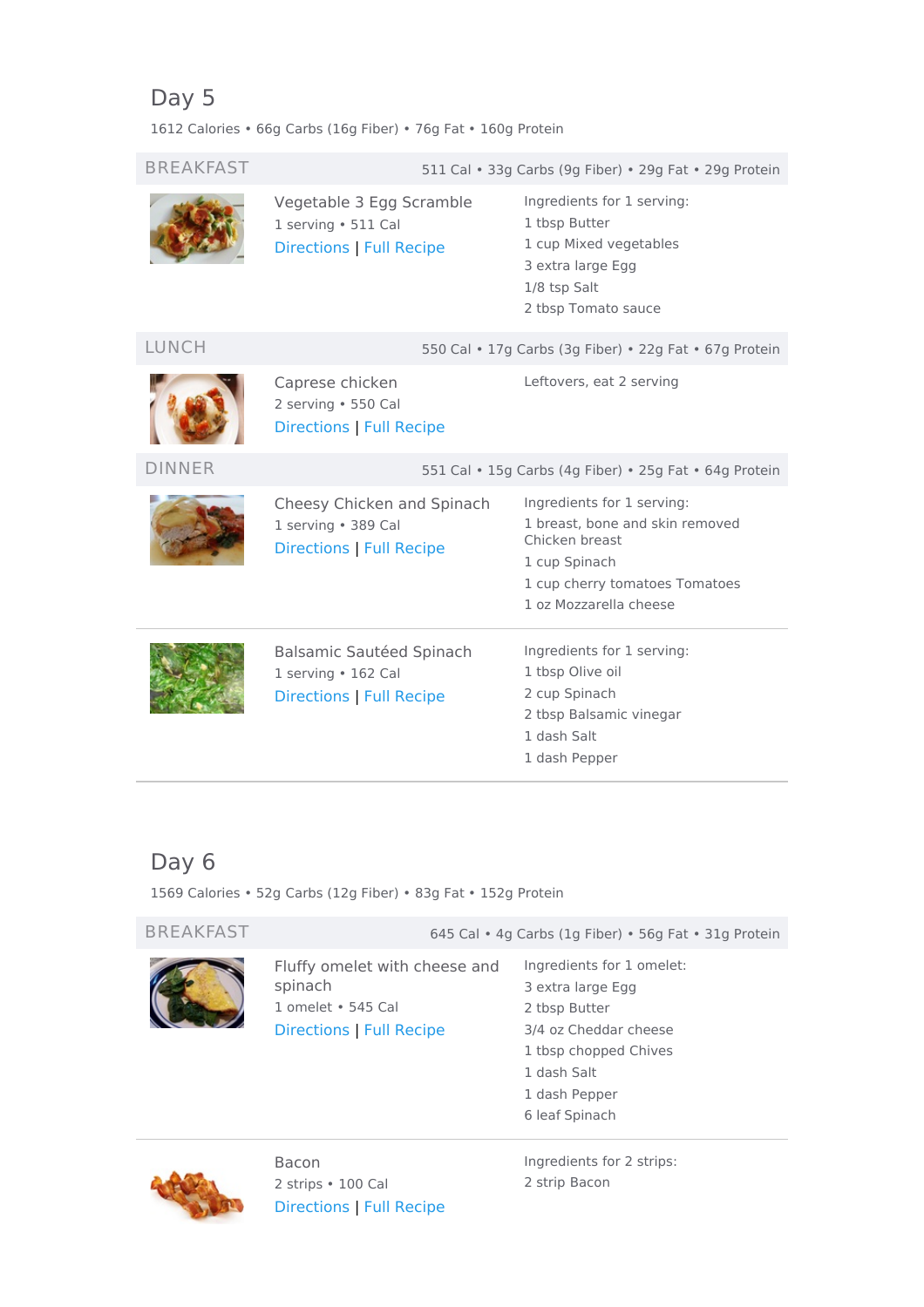## Day 5

1612 Calories • 66g Carbs (16g Fiber) • 76g Fat • 160g Protein

### BREAKFAST

511 Cal • 33g Carbs (9g Fiber) • 29g Fat • 29g Protein

**Vegetable 3 Egg Scramble**
1 serving • 511 Cal
Directions | Full Recipe

Ingredients for 1 serving:
- 1 tbsp Butter
- 1 cup Mixed vegetables
- 3 extra large Egg
- 1/8 tsp Salt
- 2 tbsp Tomato sauce

### LUNCH

550 Cal • 17g Carbs (3g Fiber) • 22g Fat • 67g Protein

**Caprese chicken**
2 serving • 550 Cal
Directions | Full Recipe

Leftovers, eat 2 serving

### DINNER

551 Cal • 15g Carbs (4g Fiber) • 25g Fat • 64g Protein

**Cheesy Chicken and Spinach**
1 serving • 389 Cal
Directions | Full Recipe

Ingredients for 1 serving:
- 1 breast, bone and skin removed Chicken breast
- 1 cup Spinach
- 1 cup cherry tomatoes Tomatoes
- 1 oz Mozzarella cheese

**Balsamic Sautéed Spinach**
1 serving • 162 Cal
Directions | Full Recipe

Ingredients for 1 serving:
- 1 tbsp Olive oil
- 2 cup Spinach
- 2 tbsp Balsamic vinegar
- 1 dash Salt
- 1 dash Pepper

## Day 6

1569 Calories • 52g Carbs (12g Fiber) • 83g Fat • 152g Protein

### BREAKFAST

645 Cal • 4g Carbs (1g Fiber) • 56g Fat • 31g Protein

**Fluffy omelet with cheese and spinach**
1 omelet • 545 Cal
Directions | Full Recipe

Ingredients for 1 omelet:
- 3 extra large Egg
- 2 tbsp Butter
- 3/4 oz Cheddar cheese
- 1 tbsp chopped Chives
- 1 dash Salt
- 1 dash Pepper
- 6 leaf Spinach

**Bacon**
2 strips • 100 Cal
Directions | Full Recipe

Ingredients for 2 strips:
- 2 strip Bacon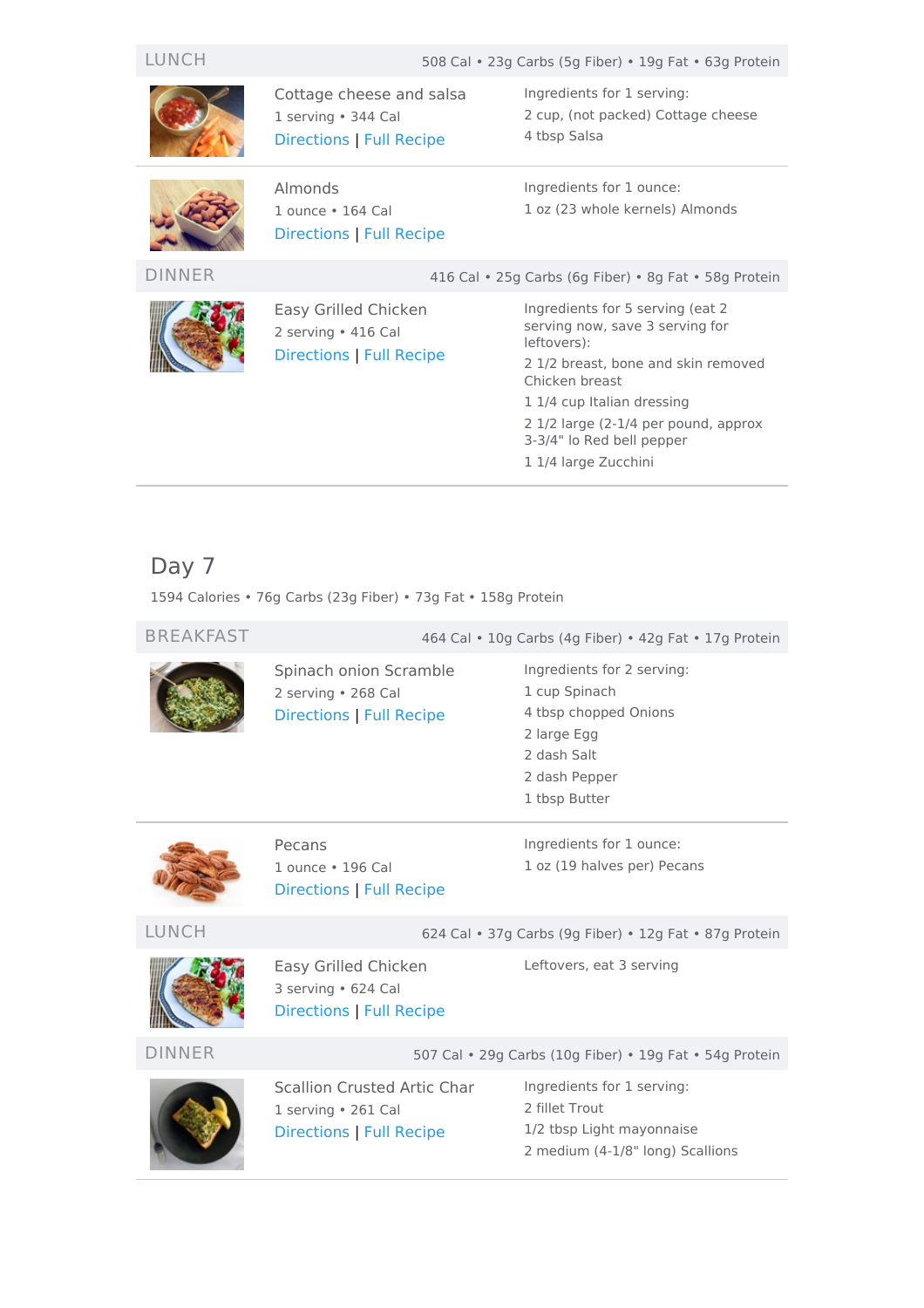### LUNCH

508 Cal • 23g Carbs (5g Fiber) • 19g Fat • 63g Protein

**Cottage cheese and salsa**
1 serving • 344 Cal
Directions | Full Recipe

Ingredients for 1 serving:
- 2 cup, (not packed) Cottage cheese
- 4 tbsp Salsa

**Almonds**
1 ounce • 164 Cal
Directions | Full Recipe

Ingredients for 1 ounce:
- 1 oz (23 whole kernels) Almonds

### DINNER

416 Cal • 25g Carbs (6g Fiber) • 8g Fat • 58g Protein

**Easy Grilled Chicken**
2 serving • 416 Cal
Directions | Full Recipe

Ingredients for 5 serving (eat 2 serving now, save 3 serving for leftovers):
- 2 1/2 breast, bone and skin removed Chicken breast
- 1 1/4 cup Italian dressing
- 2 1/2 large (2-1/4 per pound, approx 3-3/4" lo Red bell pepper
- 1 1/4 large Zucchini

## Day 7

1594 Calories • 76g Carbs (23g Fiber) • 73g Fat • 158g Protein

### BREAKFAST

464 Cal • 10g Carbs (4g Fiber) • 42g Fat • 17g Protein

**Spinach onion Scramble**
2 serving • 268 Cal
Directions | Full Recipe

Ingredients for 2 serving:
- 1 cup Spinach
- 4 tbsp chopped Onions
- 2 large Egg
- 2 dash Salt
- 2 dash Pepper
- 1 tbsp Butter

**Pecans**
1 ounce • 196 Cal
Directions | Full Recipe

Ingredients for 1 ounce:
- 1 oz (19 halves per) Pecans

### LUNCH

624 Cal • 37g Carbs (9g Fiber) • 12g Fat • 87g Protein

**Easy Grilled Chicken**
3 serving • 624 Cal
Directions | Full Recipe

Leftovers, eat 3 serving

### DINNER

507 Cal • 29g Carbs (10g Fiber) • 19g Fat • 54g Protein

**Scallion Crusted Artic Char**
1 serving • 261 Cal
Directions | Full Recipe

Ingredients for 1 serving:
- 2 fillet Trout
- 1/2 tbsp Light mayonnaise
- 2 medium (4-1/8" long) Scallions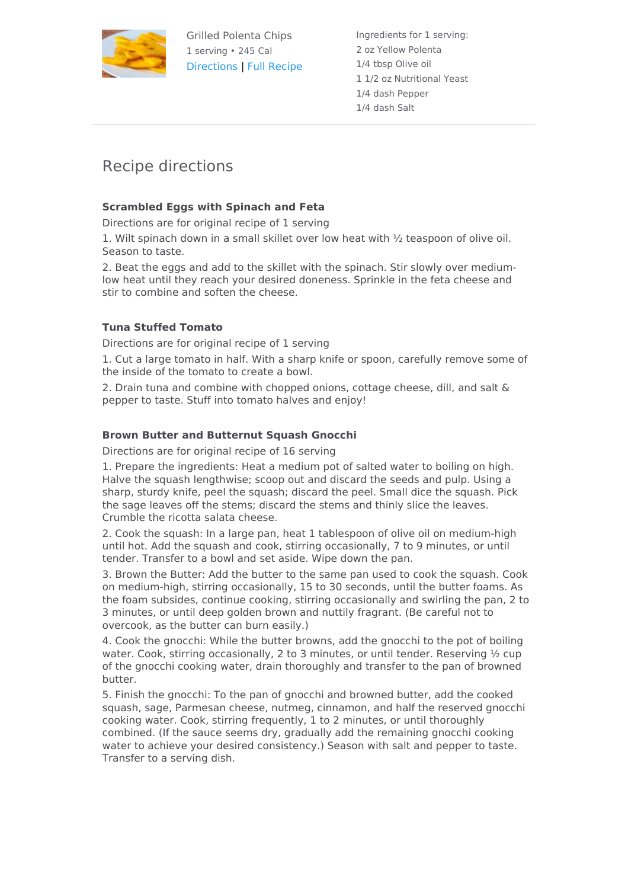Grilled Polenta Chips
1 serving • 245 Cal
Directions | Full Recipe

Ingredients for 1 serving:
2 oz Yellow Polenta
1/4 tbsp Olive oil
1 1/2 oz Nutritional Yeast
1/4 dash Pepper
1/4 dash Salt

---

## Recipe directions

### Scrambled Eggs with Spinach and Feta

Directions are for original recipe of 1 serving

1. Wilt spinach down in a small skillet over low heat with ½ teaspoon of olive oil. Season to taste.

2. Beat the eggs and add to the skillet with the spinach. Stir slowly over medium-low heat until they reach your desired doneness. Sprinkle in the feta cheese and stir to combine and soften the cheese.

### Tuna Stuffed Tomato

Directions are for original recipe of 1 serving

1. Cut a large tomato in half. With a sharp knife or spoon, carefully remove some of the inside of the tomato to create a bowl.

2. Drain tuna and combine with chopped onions, cottage cheese, dill, and salt & pepper to taste. Stuff into tomato halves and enjoy!

### Brown Butter and Butternut Squash Gnocchi

Directions are for original recipe of 16 serving

1. Prepare the ingredients: Heat a medium pot of salted water to boiling on high. Halve the squash lengthwise; scoop out and discard the seeds and pulp. Using a sharp, sturdy knife, peel the squash; discard the peel. Small dice the squash. Pick the sage leaves off the stems; discard the stems and thinly slice the leaves. Crumble the ricotta salata cheese.

2. Cook the squash: In a large pan, heat 1 tablespoon of olive oil on medium-high until hot. Add the squash and cook, stirring occasionally, 7 to 9 minutes, or until tender. Transfer to a bowl and set aside. Wipe down the pan.

3. Brown the Butter: Add the butter to the same pan used to cook the squash. Cook on medium-high, stirring occasionally, 15 to 30 seconds, until the butter foams. As the foam subsides, continue cooking, stirring occasionally and swirling the pan, 2 to 3 minutes, or until deep golden brown and nuttily fragrant. (Be careful not to overcook, as the butter can burn easily.)

4. Cook the gnocchi: While the butter browns, add the gnocchi to the pot of boiling water. Cook, stirring occasionally, 2 to 3 minutes, or until tender. Reserving ½ cup of the gnocchi cooking water, drain thoroughly and transfer to the pan of browned butter.

5. Finish the gnocchi: To the pan of gnocchi and browned butter, add the cooked squash, sage, Parmesan cheese, nutmeg, cinnamon, and half the reserved gnocchi cooking water. Cook, stirring frequently, 1 to 2 minutes, or until thoroughly combined. (If the sauce seems dry, gradually add the remaining gnocchi cooking water to achieve your desired consistency.) Season with salt and pepper to taste. Transfer to a serving dish.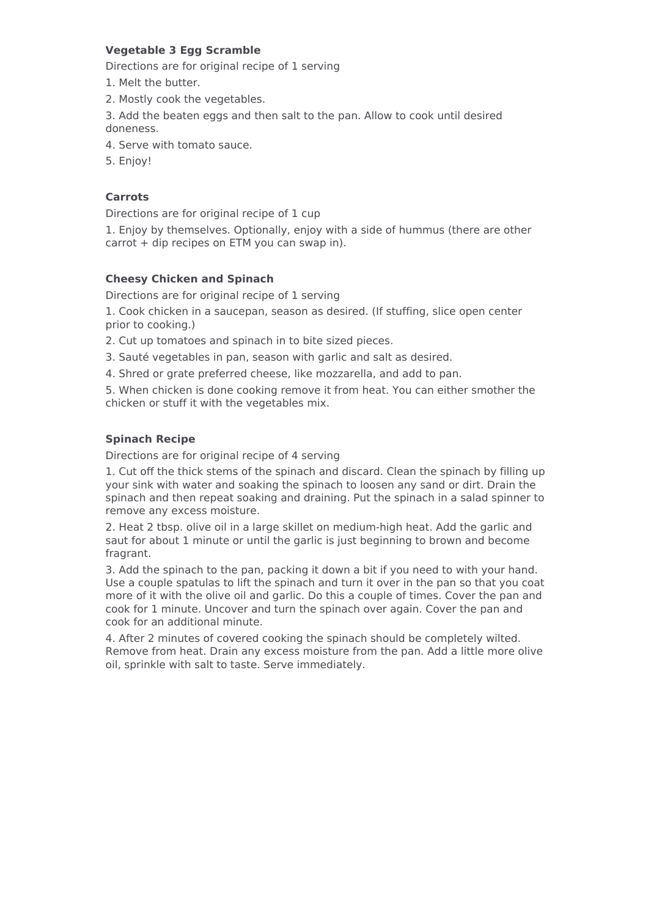**Vegetable 3 Egg Scramble**

Directions are for original recipe of 1 serving

1. Melt the butter.
2. Mostly cook the vegetables.
3. Add the beaten eggs and then salt to the pan. Allow to cook until desired doneness.
4. Serve with tomato sauce.
5. Enjoy!

**Carrots**

Directions are for original recipe of 1 cup

1. Enjoy by themselves. Optionally, enjoy with a side of hummus (there are other carrot + dip recipes on ETM you can swap in).

**Cheesy Chicken and Spinach**

Directions are for original recipe of 1 serving

1. Cook chicken in a saucepan, season as desired. (If stuffing, slice open center prior to cooking.)
2. Cut up tomatoes and spinach in to bite sized pieces.
3. Sauté vegetables in pan, season with garlic and salt as desired.
4. Shred or grate preferred cheese, like mozzarella, and add to pan.
5. When chicken is done cooking remove it from heat. You can either smother the chicken or stuff it with the vegetables mix.

**Spinach Recipe**

Directions are for original recipe of 4 serving

1. Cut off the thick stems of the spinach and discard. Clean the spinach by filling up your sink with water and soaking the spinach to loosen any sand or dirt. Drain the spinach and then repeat soaking and draining. Put the spinach in a salad spinner to remove any excess moisture.
2. Heat 2 tbsp. olive oil in a large skillet on medium-high heat. Add the garlic and saut for about 1 minute or until the garlic is just beginning to brown and become fragrant.
3. Add the spinach to the pan, packing it down a bit if you need to with your hand. Use a couple spatulas to lift the spinach and turn it over in the pan so that you coat more of it with the olive oil and garlic. Do this a couple of times. Cover the pan and cook for 1 minute. Uncover and turn the spinach over again. Cover the pan and cook for an additional minute.
4. After 2 minutes of covered cooking the spinach should be completely wilted. Remove from heat. Drain any excess moisture from the pan. Add a little more olive oil, sprinkle with salt to taste. Serve immediately.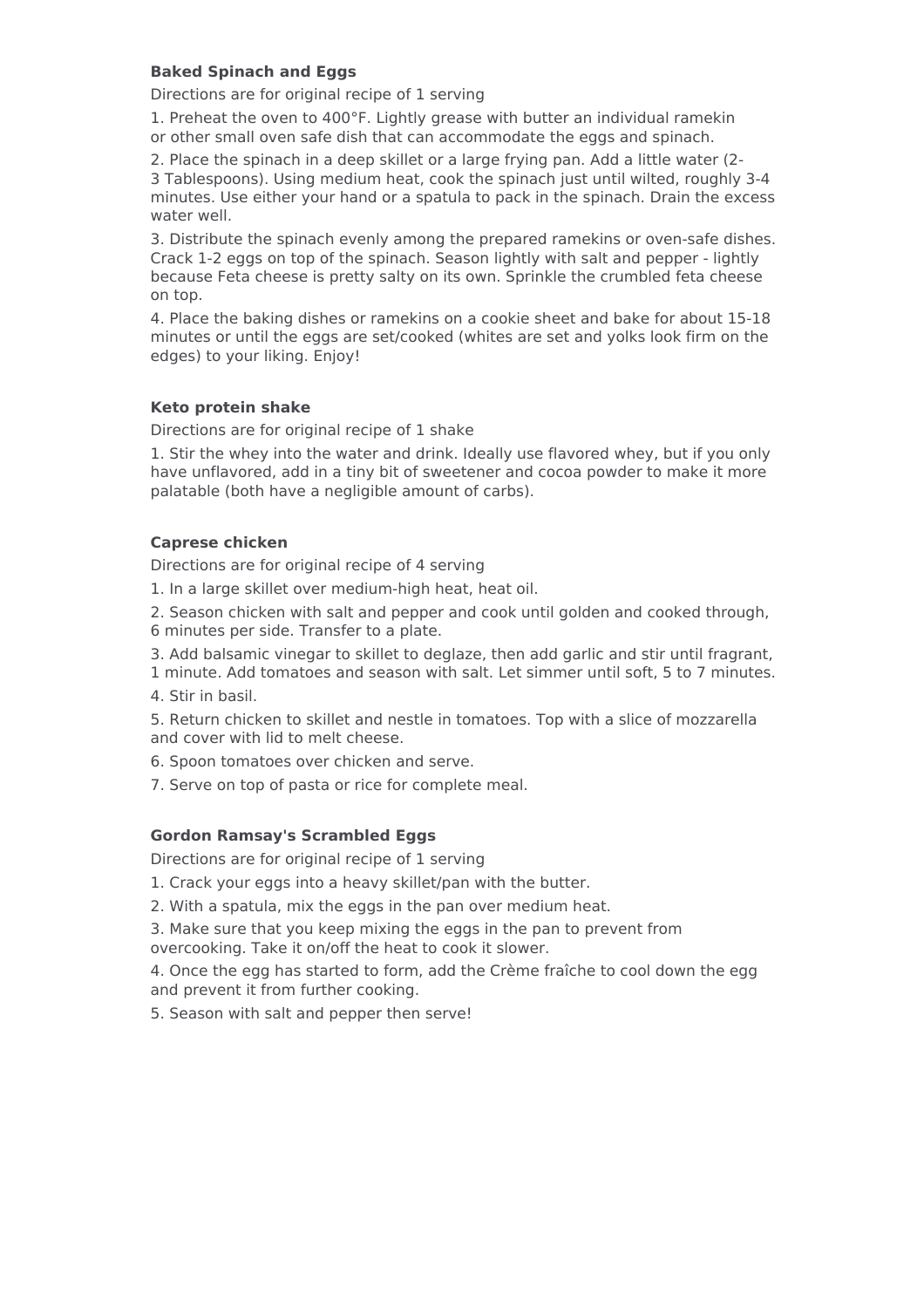**Baked Spinach and Eggs**

Directions are for original recipe of 1 serving

1. Preheat the oven to 400°F. Lightly grease with butter an individual ramekin or other small oven safe dish that can accommodate the eggs and spinach.

2. Place the spinach in a deep skillet or a large frying pan. Add a little water (2-3 Tablespoons). Using medium heat, cook the spinach just until wilted, roughly 3-4 minutes. Use either your hand or a spatula to pack in the spinach. Drain the excess water well.

3. Distribute the spinach evenly among the prepared ramekins or oven-safe dishes. Crack 1-2 eggs on top of the spinach. Season lightly with salt and pepper - lightly because Feta cheese is pretty salty on its own. Sprinkle the crumbled feta cheese on top.

4. Place the baking dishes or ramekins on a cookie sheet and bake for about 15-18 minutes or until the eggs are set/cooked (whites are set and yolks look firm on the edges) to your liking. Enjoy!

**Keto protein shake**

Directions are for original recipe of 1 shake

1. Stir the whey into the water and drink. Ideally use flavored whey, but if you only have unflavored, add in a tiny bit of sweetener and cocoa powder to make it more palatable (both have a negligible amount of carbs).

**Caprese chicken**

Directions are for original recipe of 4 serving

1. In a large skillet over medium-high heat, heat oil.

2. Season chicken with salt and pepper and cook until golden and cooked through, 6 minutes per side. Transfer to a plate.

3. Add balsamic vinegar to skillet to deglaze, then add garlic and stir until fragrant, 1 minute. Add tomatoes and season with salt. Let simmer until soft, 5 to 7 minutes.

4. Stir in basil.

5. Return chicken to skillet and nestle in tomatoes. Top with a slice of mozzarella and cover with lid to melt cheese.

6. Spoon tomatoes over chicken and serve.

7. Serve on top of pasta or rice for complete meal.

**Gordon Ramsay's Scrambled Eggs**

Directions are for original recipe of 1 serving

1. Crack your eggs into a heavy skillet/pan with the butter.

2. With a spatula, mix the eggs in the pan over medium heat.

3. Make sure that you keep mixing the eggs in the pan to prevent from overcooking. Take it on/off the heat to cook it slower.

4. Once the egg has started to form, add the Crème fraîche to cool down the egg and prevent it from further cooking.

5. Season with salt and pepper then serve!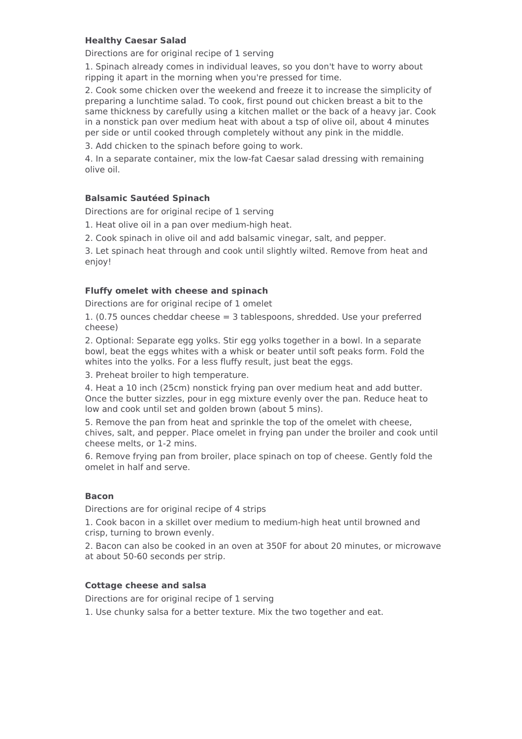**Healthy Caesar Salad**

Directions are for original recipe of 1 serving

1. Spinach already comes in individual leaves, so you don't have to worry about ripping it apart in the morning when you're pressed for time.

2. Cook some chicken over the weekend and freeze it to increase the simplicity of preparing a lunchtime salad. To cook, first pound out chicken breast a bit to the same thickness by carefully using a kitchen mallet or the back of a heavy jar. Cook in a nonstick pan over medium heat with about a tsp of olive oil, about 4 minutes per side or until cooked through completely without any pink in the middle.

3. Add chicken to the spinach before going to work.

4. In a separate container, mix the low-fat Caesar salad dressing with remaining olive oil.

**Balsamic Sautéed Spinach**

Directions are for original recipe of 1 serving

1. Heat olive oil in a pan over medium-high heat.

2. Cook spinach in olive oil and add balsamic vinegar, salt, and pepper.

3. Let spinach heat through and cook until slightly wilted. Remove from heat and enjoy!

**Fluffy omelet with cheese and spinach**

Directions are for original recipe of 1 omelet

1. (0.75 ounces cheddar cheese = 3 tablespoons, shredded. Use your preferred cheese)

2. Optional: Separate egg yolks. Stir egg yolks together in a bowl. In a separate bowl, beat the eggs whites with a whisk or beater until soft peaks form. Fold the whites into the yolks. For a less fluffy result, just beat the eggs.

3. Preheat broiler to high temperature.

4. Heat a 10 inch (25cm) nonstick frying pan over medium heat and add butter. Once the butter sizzles, pour in egg mixture evenly over the pan. Reduce heat to low and cook until set and golden brown (about 5 mins).

5. Remove the pan from heat and sprinkle the top of the omelet with cheese, chives, salt, and pepper. Place omelet in frying pan under the broiler and cook until cheese melts, or 1-2 mins.

6. Remove frying pan from broiler, place spinach on top of cheese. Gently fold the omelet in half and serve.

**Bacon**

Directions are for original recipe of 4 strips

1. Cook bacon in a skillet over medium to medium-high heat until browned and crisp, turning to brown evenly.

2. Bacon can also be cooked in an oven at 350F for about 20 minutes, or microwave at about 50-60 seconds per strip.

**Cottage cheese and salsa**

Directions are for original recipe of 1 serving

1. Use chunky salsa for a better texture. Mix the two together and eat.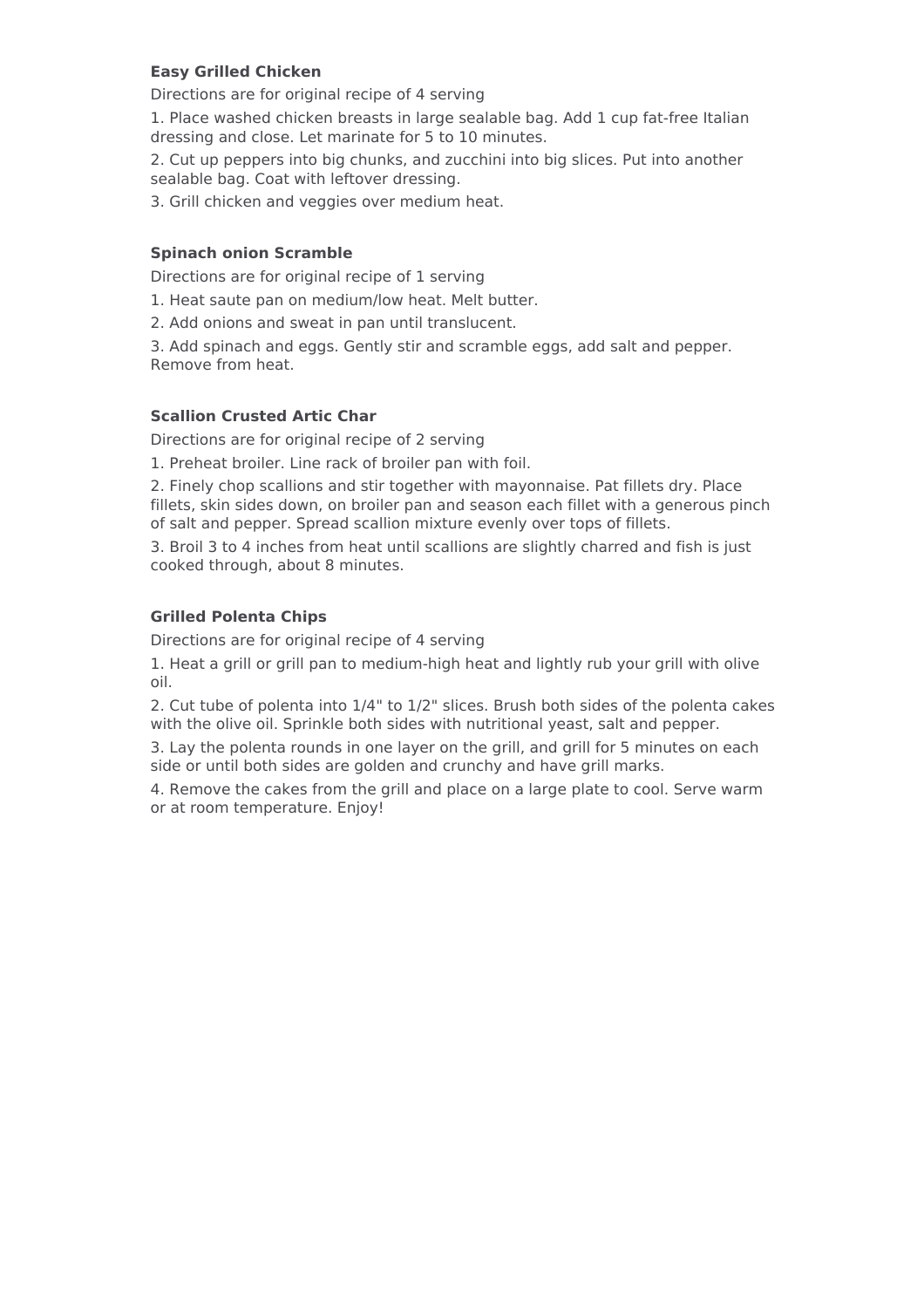**Easy Grilled Chicken**

Directions are for original recipe of 4 serving

1. Place washed chicken breasts in large sealable bag. Add 1 cup fat-free Italian dressing and close. Let marinate for 5 to 10 minutes.
2. Cut up peppers into big chunks, and zucchini into big slices. Put into another sealable bag. Coat with leftover dressing.
3. Grill chicken and veggies over medium heat.

**Spinach onion Scramble**

Directions are for original recipe of 1 serving

1. Heat saute pan on medium/low heat. Melt butter.
2. Add onions and sweat in pan until translucent.
3. Add spinach and eggs. Gently stir and scramble eggs, add salt and pepper. Remove from heat.

**Scallion Crusted Artic Char**

Directions are for original recipe of 2 serving

1. Preheat broiler. Line rack of broiler pan with foil.
2. Finely chop scallions and stir together with mayonnaise. Pat fillets dry. Place fillets, skin sides down, on broiler pan and season each fillet with a generous pinch of salt and pepper. Spread scallion mixture evenly over tops of fillets.
3. Broil 3 to 4 inches from heat until scallions are slightly charred and fish is just cooked through, about 8 minutes.

**Grilled Polenta Chips**

Directions are for original recipe of 4 serving

1. Heat a grill or grill pan to medium-high heat and lightly rub your grill with olive oil.
2. Cut tube of polenta into 1/4" to 1/2" slices. Brush both sides of the polenta cakes with the olive oil. Sprinkle both sides with nutritional yeast, salt and pepper.
3. Lay the polenta rounds in one layer on the grill, and grill for 5 minutes on each side or until both sides are golden and crunchy and have grill marks.
4. Remove the cakes from the grill and place on a large plate to cool. Serve warm or at room temperature. Enjoy!